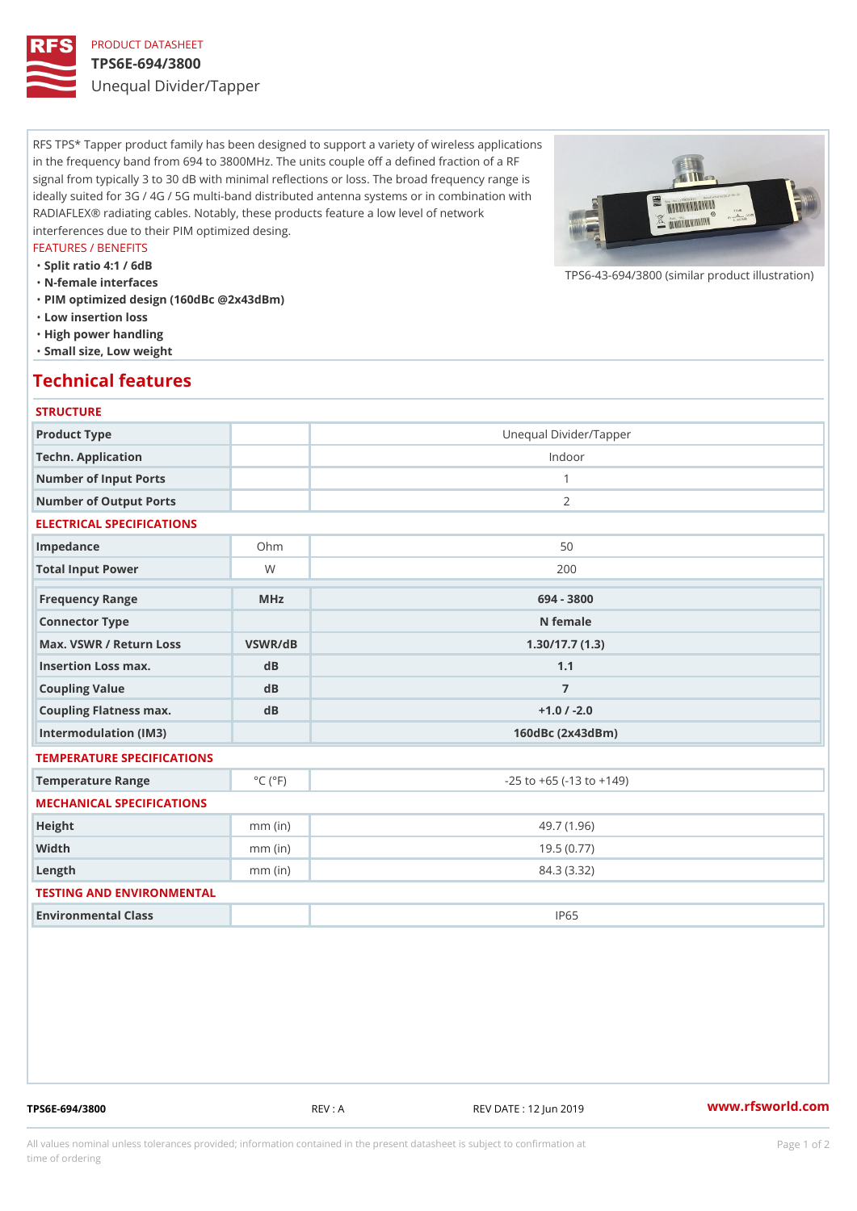PRODUCT DATASHEET

# TPS6E-694/3800

## Unequal Divider/Tapper

RFS TPS* Tapper product family has been designed to support a variety of wireless applications in the frequency band from 694 to 3800MHz. The units couple off a defined fraction of a RF signal from typically 3 to 30 dB with minimal reflections or loss. The broad frequency range is ideally suited for 3G / 4G / 5G multi-band distributed antenna systems or in combination with RADIAFLEX® radiating cables. Notably, these products feature a low level of network interferences due to their PIM optimized desing.

TPS6-43-694/3800 (similar product illustration)

FEATURES / BENEFITS

- Split ratio 4:1 / 6dB
- N-female interfaces
- PIM optimized design (160dBc @2x43dBm)
- Low insertion loss
- High power handling
- Small size, Low weight

## Technical features

### STRUCTURE

| | | |
|---|---|---|
| Product Type | | Unequal Divider/Tapper |
| Techn. Application | | Indoor |
| Number of Input Ports | | 1 |
| Number of Output Ports | | 2 |

### ELECTRICAL SPECIFICATIONS

| | | |
|---|---|---|
| Impedance | Ohm | 50 |
| Total Input Power | W | 200 |

| | | |
|---|---|---|
| **Frequency Range** | **MHz** | **694 - 3800** |
| **Connector Type** | | **N female** |
| **Max. VSWR / Return Loss** | **VSWR/dB** | **1.30/17.7 (1.3)** |
| **Insertion Loss max.** | **dB** | **1.1** |
| **Coupling Value** | **dB** | **7** |
| **Coupling Flatness max.** | **dB** | **+1.0 / -2.0** |
| **Intermodulation (IM3)** | | **160dBc (2x43dBm)** |

### TEMPERATURE SPECIFICATIONS

| | | |
|---|---|---|
| Temperature Range | °C (°F) | -25 to +65 (-13 to +149) |

### MECHANICAL SPECIFICATIONS

| | | |
|---|---|---|
| Height | mm (in) | 49.7 (1.96) |
| Width | mm (in) | 19.5 (0.77) |
| Length | mm (in) | 84.3 (3.32) |

### TESTING AND ENVIRONMENTAL

| | | |
|---|---|---|
| Environmental Class | | IP65 |

TPS6E-694/3800 REV : A REV DATE : 12 Jun 2019 www.rfsworld.com

All values nominal unless tolerances provided; information contained in the present datasheet is subject to confirmation at time of ordering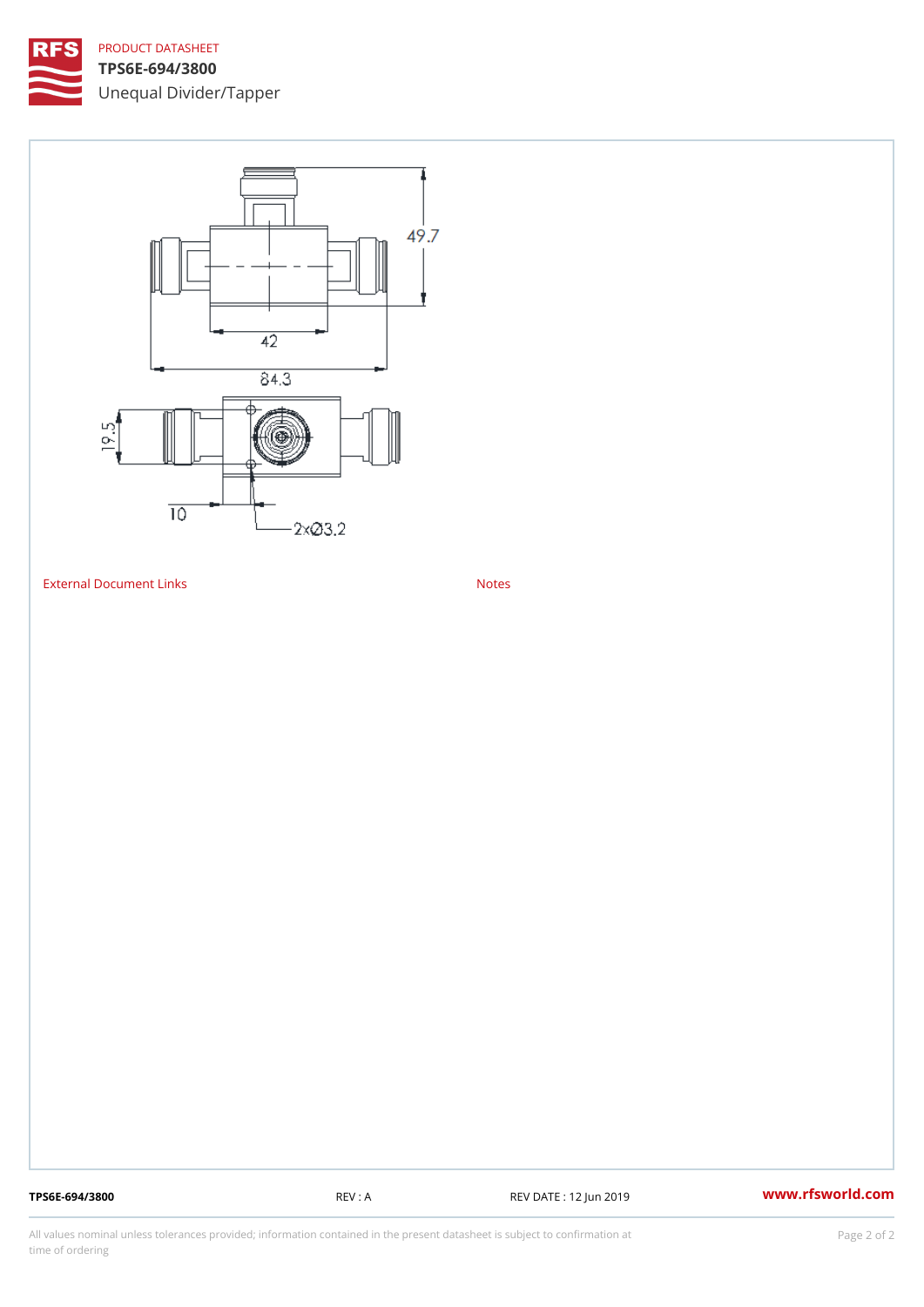PRODUCT DATASHEET

TPS6E-694/3800

Unequal Divider/Tapper

49.7

42

84.3

19.5

10

2xØ3.2

External Document Links

Notes

TPS6E-694/3800 REV : A REV DATE : 12 Jun 2019 www.rfsworld.com

All values nominal unless tolerances provided; information contained in the present datasheet is subject to confirmation at time of ordering